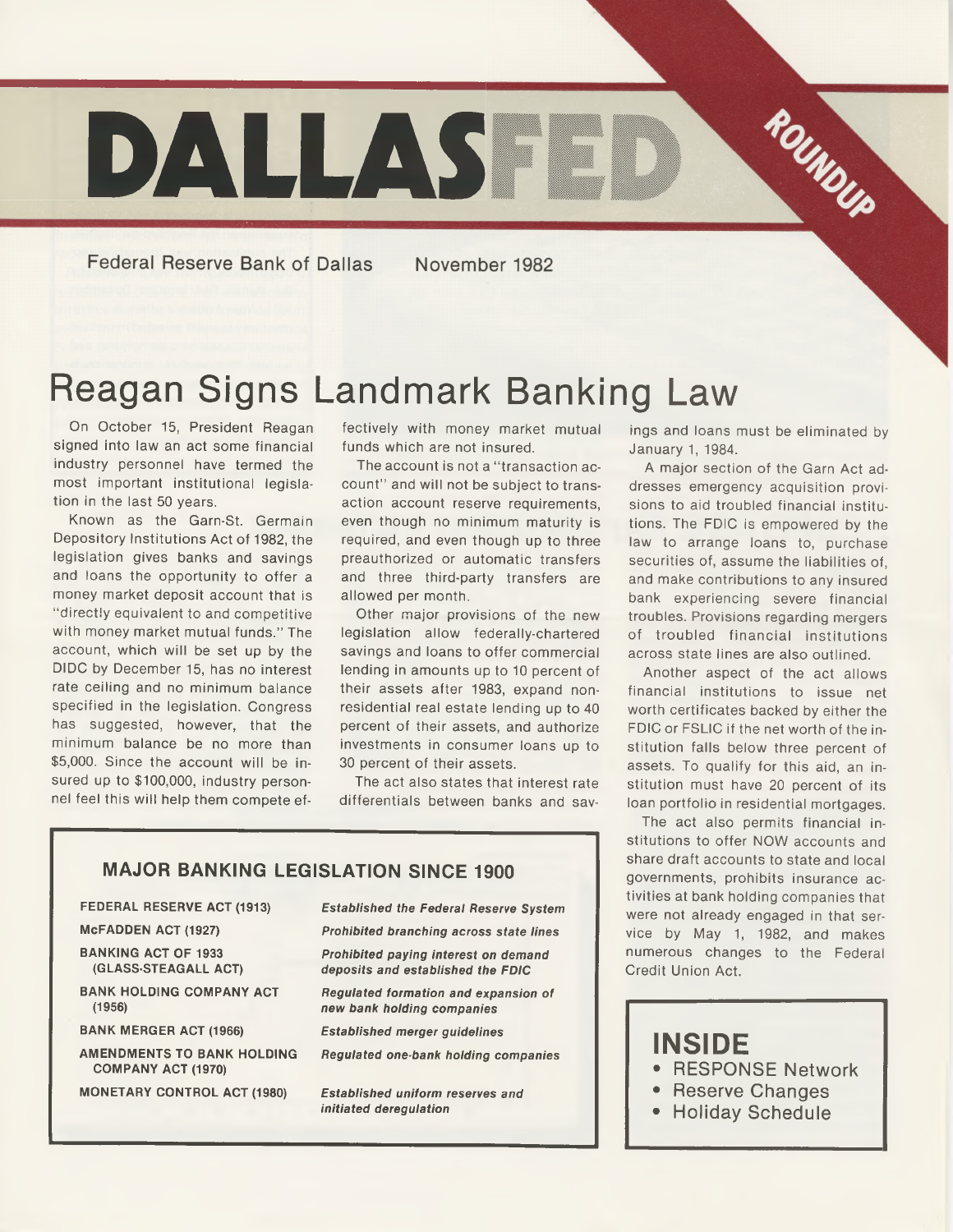# DALLASFED ROUNDUP

Federal Reserve Bank of Dallas November 1982

# Reagan Signs Landmark Banking Law

On October 15, President Reagan signed into law an act some financial industry personnel have termed the most important institutional legislation in the last 50 years.

Known as the Garn-St. Germain Depository Institutions Act of 1982, the legislation gives banks and savings and loans the opportunity to offer a money market deposit account that is "directly equivalent to and competitive with money market mutual funds." The account, which will be set up by the DIDC by December 15, has no interest rate ceiling and no minimum balance specified in the legislation. Congress has suggested, however, that the minimum balance be no more than $5,000. Since the account will be insured up to $100,000, industry personnel feel this will help them compete effectively with money market mutual funds which are not insured.

The account is not a "transaction account" and will not be subject to transaction account reserve requirements, even though no minimum maturity is required, and even though up to three preauthorized or automatic transfers and three third-party transfers are allowed per month.

Other major provisions of the new legislation allow federally-chartered savings and loans to offer commercial lending in amounts up to 10 percent of their assets after 1983, expand nonresidential real estate lending up to 40 percent of their assets, and authorize investments in consumer loans up to 30 percent of their assets.

The act also states that interest rate differentials between banks and savings and loans must be eliminated by January 1, 1984.

A major section of the Garn Act addresses emergency acquisition provisions to aid troubled financial institutions. The FDIC is empowered by the law to arrange loans to, purchase securities of, assume the liabilities of, and make contributions to any insured bank experiencing severe financial troubles. Provisions regarding mergers of troubled financial institutions across state lines are also outlined.

Another aspect of the act allows financial institutions to issue net worth certificates backed by either the FDIC or FSLIC if the net worth of the institution falls below three percent of assets. To qualify for this aid, an institution must have 20 percent of its loan portfolio in residential mortgages.

The act also permits financial institutions to offer NOW accounts and share draft accounts to state and local governments, prohibits insurance activities at bank holding companies that were not already engaged in that service by May 1, 1982, and makes numerous changes to the Federal Credit Union Act.

## MAJOR BANKING LEGISLATION SINCE 1900

| | |
|---|---|
| **FEDERAL RESERVE ACT (1913)** | *Established the Federal Reserve System* |
| **McFADDEN ACT (1927)** | *Prohibited branching across state lines* |
| **BANKING ACT OF 1933 (GLASS-STEAGALL ACT)** | *Prohibited paying interest on demand deposits and established the FDIC* |
| **BANK HOLDING COMPANY ACT (1956)** | *Regulated formation and expansion of new bank holding companies* |
| **BANK MERGER ACT (1966)** | *Established merger guidelines* |
| **AMENDMENTS TO BANK HOLDING COMPANY ACT (1970)** | *Regulated one-bank holding companies* |
| **MONETARY CONTROL ACT (1980)** | *Established uniform reserves and initiated deregulation* |

## INSIDE

- RESPONSE Network
- Reserve Changes
- Holiday Schedule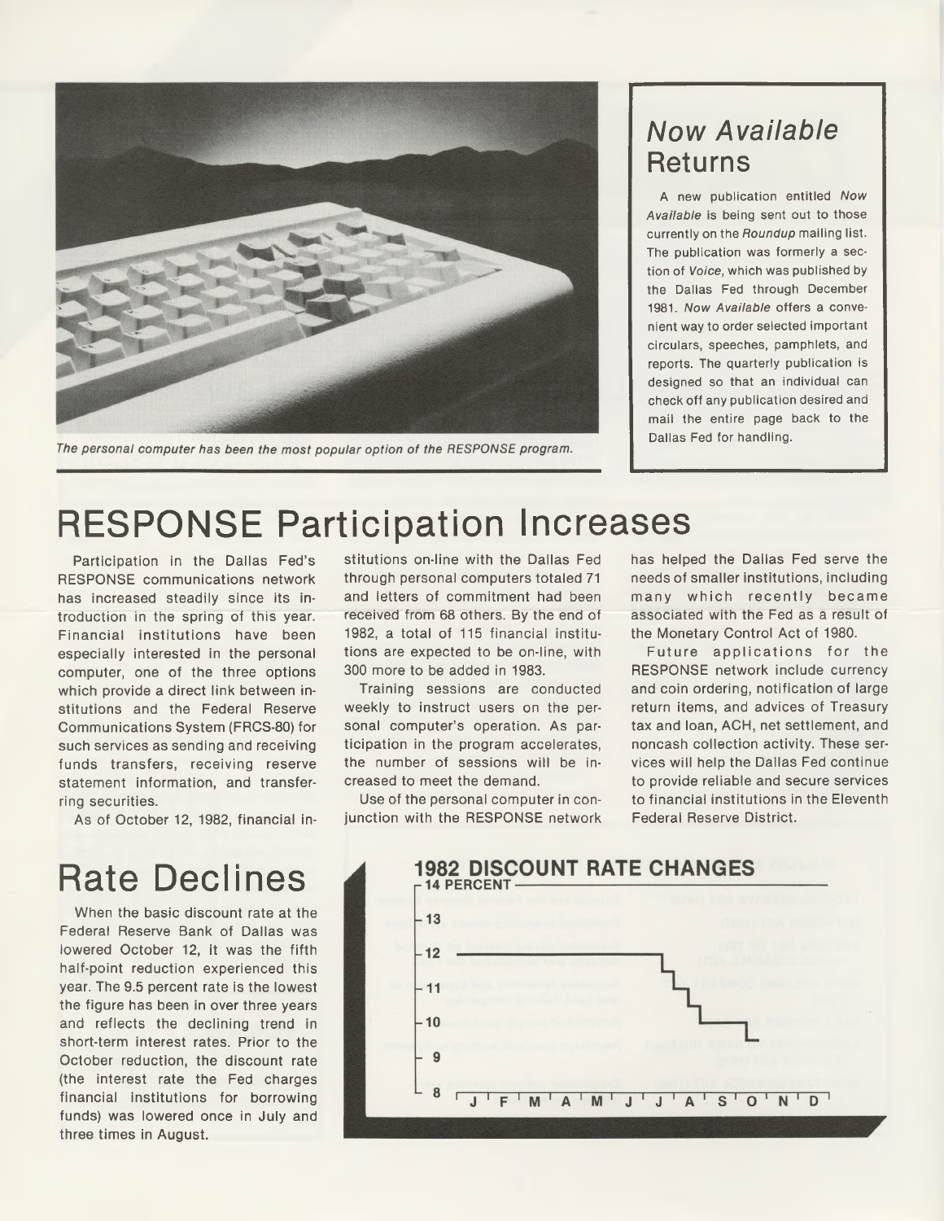*The personal computer has been the most popular option of the RESPONSE program.*

## *Now Available* Returns

A new publication entitled *Now Available* is being sent out to those currently on the *Roundup* mailing list. The publication was formerly a section of *Voice*, which was published by the Dallas Fed through December 1981. *Now Available* offers a convenient way to order selected important circulars, speeches, pamphlets, and reports. The quarterly publication is designed so that an individual can check off any publication desired and mail the entire page back to the Dallas Fed for handling.

# RESPONSE Participation Increases

Participation in the Dallas Fed's RESPONSE communications network has increased steadily since its introduction in the spring of this year. Financial institutions have been especially interested in the personal computer, one of the three options which provide a direct link between institutions and the Federal Reserve Communications System (FRCS-80) for such services as sending and receiving funds transfers, receiving reserve statement information, and transferring securities.

As of October 12, 1982, financial institutions on-line with the Dallas Fed through personal computers totaled 71 and letters of commitment had been received from 68 others. By the end of 1982, a total of 115 financial institutions are expected to be on-line, with 300 more to be added in 1983.

Training sessions are conducted weekly to instruct users on the personal computer's operation. As participation in the program accelerates, the number of sessions will be increased to meet the demand.

Use of the personal computer in conjunction with the RESPONSE network has helped the Dallas Fed serve the needs of smaller institutions, including many which recently became associated with the Fed as a result of the Monetary Control Act of 1980.

Future applications for the RESPONSE network include currency and coin ordering, notification of large return items, and advices of Treasury tax and loan, ACH, net settlement, and noncash collection activity. These services will help the Dallas Fed continue to provide reliable and secure services to financial institutions in the Eleventh Federal Reserve District.

# Rate Declines

When the basic discount rate at the Federal Reserve Bank of Dallas was lowered October 12, it was the fifth half-point reduction experienced this year. The 9.5 percent rate is the lowest the figure has been in over three years and reflects the declining trend in short-term interest rates. Prior to the October reduction, the discount rate (the interest rate the Fed charges financial institutions for borrowing funds) was lowered once in July and three times in August.

**1982 DISCOUNT RATE CHANGES**

14 PERCENT; 13; 12; 11; 10; 9; 8

J F M A M J J A S O N D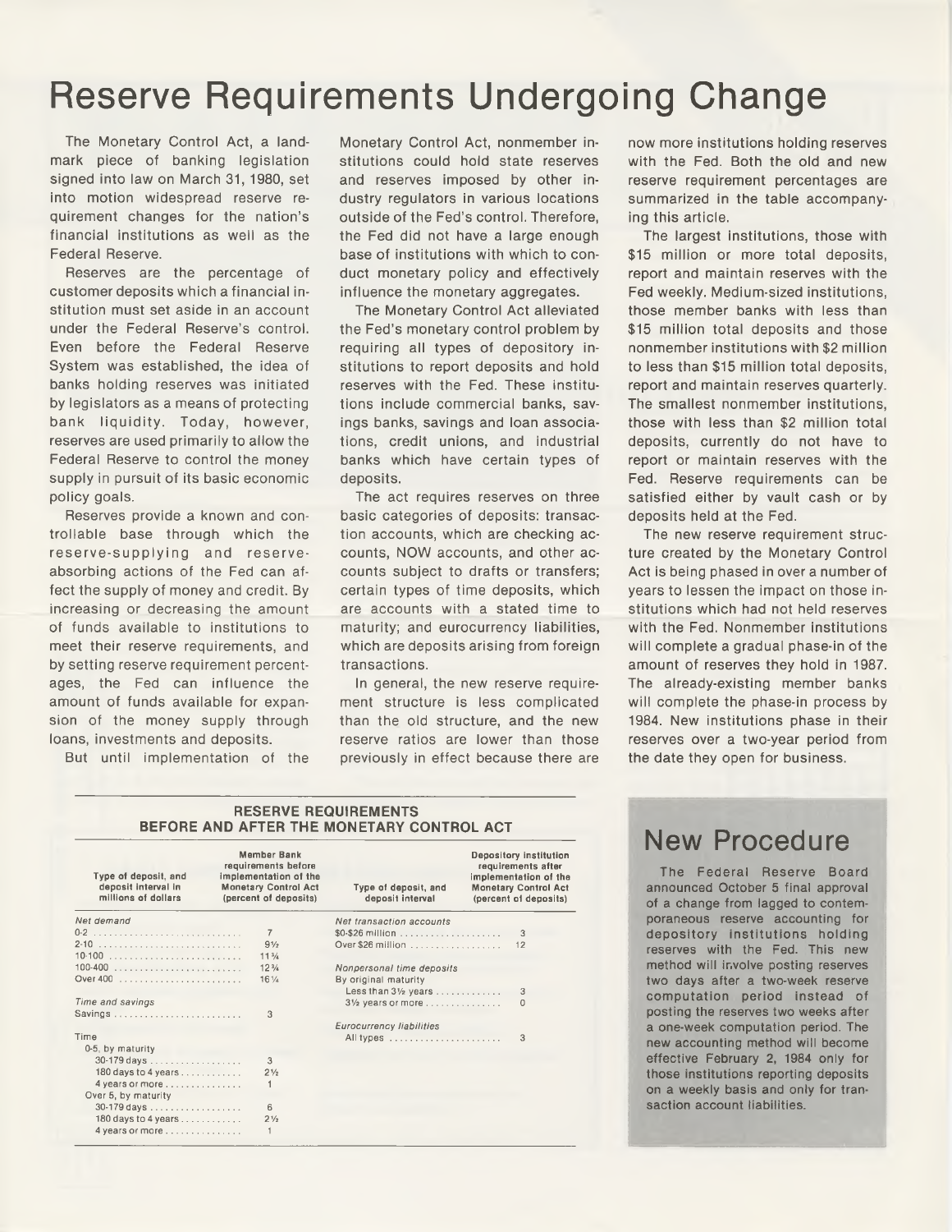# Reserve Requirements Undergoing Change

The Monetary Control Act, a landmark piece of banking legislation signed into law on March 31, 1980, set into motion widespread reserve requirement changes for the nation's financial institutions as well as the Federal Reserve.

Reserves are the percentage of customer deposits which a financial institution must set aside in an account under the Federal Reserve's control. Even before the Federal Reserve System was established, the idea of banks holding reserves was initiated by legislators as a means of protecting bank liquidity. Today, however, reserves are used primarily to allow the Federal Reserve to control the money supply in pursuit of its basic economic policy goals.

Reserves provide a known and controllable base through which the reserve-supplying and reserve-absorbing actions of the Fed can affect the supply of money and credit. By increasing or decreasing the amount of funds available to institutions to meet their reserve requirements, and by setting reserve requirement percentages, the Fed can influence the amount of funds available for expansion of the money supply through loans, investments and deposits.

But until implementation of the Monetary Control Act, nonmember institutions could hold state reserves and reserves imposed by other industry regulators in various locations outside of the Fed's control. Therefore, the Fed did not have a large enough base of institutions with which to conduct monetary policy and effectively influence the monetary aggregates.

The Monetary Control Act alleviated the Fed's monetary control problem by requiring all types of depository institutions to report deposits and hold reserves with the Fed. These institutions include commercial banks, savings banks, savings and loan associations, credit unions, and industrial banks which have certain types of deposits.

The act requires reserves on three basic categories of deposits: transaction accounts, which are checking accounts, NOW accounts, and other accounts subject to drafts or transfers; certain types of time deposits, which are accounts with a stated time to maturity; and eurocurrency liabilities, which are deposits arising from foreign transactions.

In general, the new reserve requirement structure is less complicated than the old structure, and the new reserve ratios are lower than those previously in effect because there are now more institutions holding reserves with the Fed. Both the old and new reserve requirement percentages are summarized in the table accompanying this article.

The largest institutions, those with \$15 million or more total deposits, report and maintain reserves with the Fed weekly. Medium-sized institutions, those member banks with less than \$15 million total deposits and those nonmember institutions with \$2 million to less than \$15 million total deposits, report and maintain reserves quarterly. The smallest nonmember institutions, those with less than \$2 million total deposits, currently do not have to report or maintain reserves with the Fed. Reserve requirements can be satisfied either by vault cash or by deposits held at the Fed.

The new reserve requirement structure created by the Monetary Control Act is being phased in over a number of years to lessen the impact on those institutions which had not held reserves with the Fed. Nonmember institutions will complete a gradual phase-in of the amount of reserves they hold in 1987. The already-existing member banks will complete the phase-in process by 1984. New institutions phase in their reserves over a two-year period from the date they open for business.

**RESERVE REQUIREMENTS BEFORE AND AFTER THE MONETARY CONTROL ACT**

| Type of deposit, and deposit interval in millions of dollars | Member Bank requirements before implementation of the Monetary Control Act (percent of deposits) | Type of deposit, and deposit interval | Depository institution requirements after implementation of the Monetary Control Act (percent of deposits) |
|---|---|---|---|
| *Net demand* | | *Net transaction accounts* | |
| 0-2 | 7 | \$0-\$26 million | 3 |
| 2-10 | 9½ | Over \$26 million | 12 |
| 10-100 | 11¾ | | |
| 100-400 | 12¾ | *Nonpersonal time deposits* | |
| Over 400 | 16¼ | By original maturity | |
| | | Less than 3½ years | 3 |
| *Time and savings* | | 3½ years or more | 0 |
| Savings | 3 | | |
| | | *Eurocurrency liabilities* | |
| Time | | All types | 3 |
| 0-5, by maturity | | | |
| 30-179 days | 3 | | |
| 180 days to 4 years | 2½ | | |
| 4 years or more | 1 | | |
| Over 5, by maturity | | | |
| 30-179 days | 6 | | |
| 180 days to 4 years | 2½ | | |
| 4 years or more | 1 | | |

## New Procedure

The Federal Reserve Board announced October 5 final approval of a change from lagged to contemporaneous reserve accounting for depository institutions holding reserves with the Fed. This new method will involve posting reserves two days after a two-week reserve computation period instead of posting the reserves two weeks after a one-week computation period. The new accounting method will become effective February 2, 1984 only for those institutions reporting deposits on a weekly basis and only for transaction account liabilities.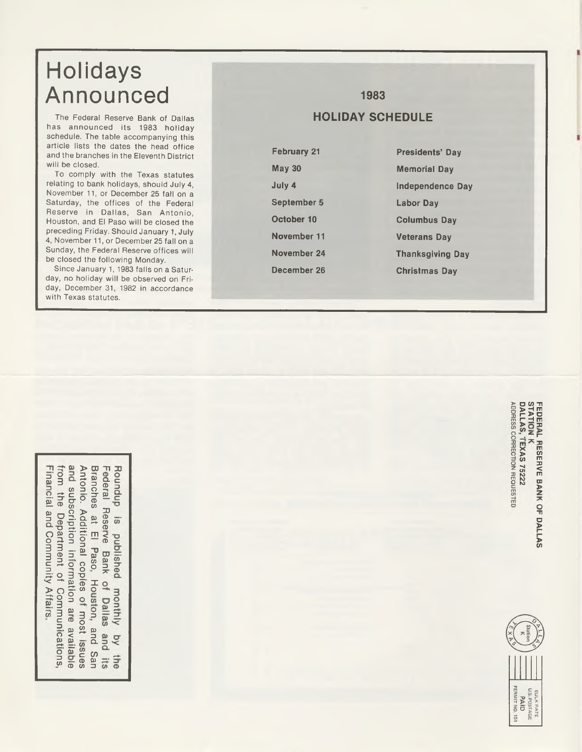# Holidays Announced

The Federal Reserve Bank of Dallas has announced its 1983 holiday schedule. The table accompanying this article lists the dates the head office and the branches in the Eleventh District will be closed.

To comply with the Texas statutes relating to bank holidays, should July 4, November 11, or December 25 fall on a Saturday, the offices of the Federal Reserve in Dallas, San Antonio, Houston, and El Paso will be closed the preceding Friday. Should January 1, July 4, November 11, or December 25 fall on a Sunday, the Federal Reserve offices will be closed the following Monday.

Since January 1, 1983 falls on a Saturday, no holiday will be observed on Friday, December 31, 1982 in accordance with Texas statutes.

## 1983 HOLIDAY SCHEDULE

| | |
|---|---|
| **February 21** | **Presidents' Day** |
| **May 30** | **Memorial Day** |
| **July 4** | **Independence Day** |
| **September 5** | **Labor Day** |
| **October 10** | **Columbus Day** |
| **November 11** | **Veterans Day** |
| **November 24** | **Thanksgiving Day** |
| **December 26** | **Christmas Day** |

Roundup is published monthly by the Federal Reserve Bank of Dallas and its Branches at El Paso, Houston, and San Antonio. Additional copies of most issues and subscription information are available from the Department of Communications, Financial and Community Affairs.

**FEDERAL RESERVE BANK OF DALLAS**
**STATION K**
**DALLAS, TEXAS 75222**
ADDRESS CORRECTION REQUESTED

DALLAS Station K TEXAS

BULK RATE
U.S. POSTAGE
PAID
PERMIT NO. 151